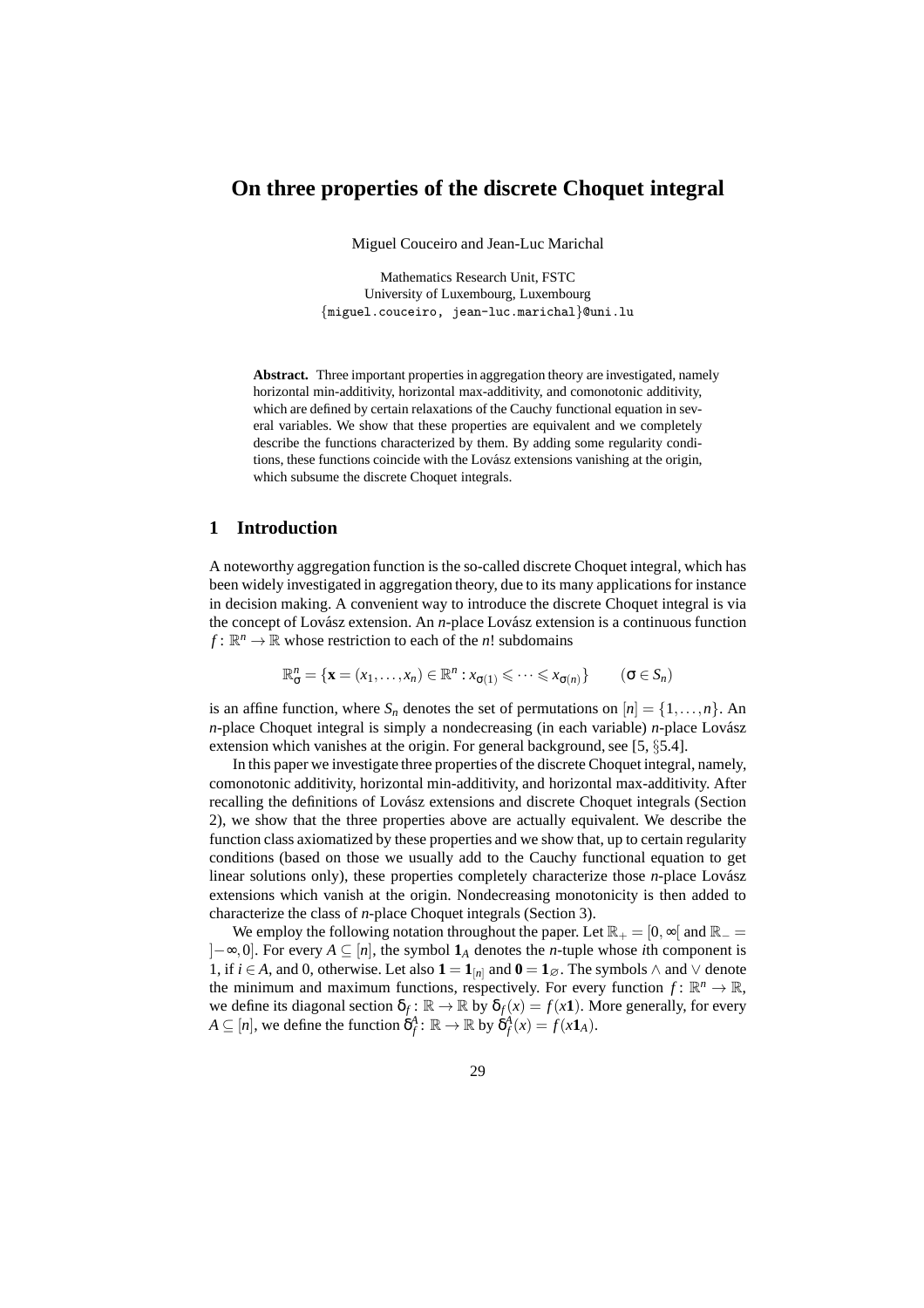# On three properties of the discrete Choquet integral

Miguel Couceiro and Jean-Luc Marichal

Mathematics Research Unit, FSTC
University of Luxembourg, Luxembourg
{miguel.couceiro, jean-luc.marichal}@uni.lu

**Abstract.** Three important properties in aggregation theory are investigated, namely horizontal min-additivity, horizontal max-additivity, and comonotonic additivity, which are defined by certain relaxations of the Cauchy functional equation in several variables. We show that these properties are equivalent and we completely describe the functions characterized by them. By adding some regularity conditions, these functions coincide with the Lovász extensions vanishing at the origin, which subsume the discrete Choquet integrals.

## 1 Introduction

A noteworthy aggregation function is the so-called discrete Choquet integral, which has been widely investigated in aggregation theory, due to its many applications for instance in decision making. A convenient way to introduce the discrete Choquet integral is via the concept of Lovász extension. An $n$-place Lovász extension is a continuous function $f\colon \mathbb{R}^n \to \mathbb{R}$ whose restriction to each of the $n!$ subdomains

$$\mathbb{R}^n_\sigma = \{\mathbf{x} = (x_1,\ldots,x_n) \in \mathbb{R}^n : x_{\sigma(1)} \leqslant \cdots \leqslant x_{\sigma(n)}\} \qquad (\sigma \in S_n)$$

is an affine function, where $S_n$ denotes the set of permutations on $[n] = \{1,\ldots,n\}$. An $n$-place Choquet integral is simply a nondecreasing (in each variable) $n$-place Lovász extension which vanishes at the origin. For general background, see [5, §5.4].

In this paper we investigate three properties of the discrete Choquet integral, namely, comonotonic additivity, horizontal min-additivity, and horizontal max-additivity. After recalling the definitions of Lovász extensions and discrete Choquet integrals (Section 2), we show that the three properties above are actually equivalent. We describe the function class axiomatized by these properties and we show that, up to certain regularity conditions (based on those we usually add to the Cauchy functional equation to get linear solutions only), these properties completely characterize those $n$-place Lovász extensions which vanish at the origin. Nondecreasing monotonicity is then added to characterize the class of $n$-place Choquet integrals (Section 3).

We employ the following notation throughout the paper. Let $\mathbb{R}_+ = [0,\infty[$ and $\mathbb{R}_- = ]-\infty,0]$. For every $A \subseteq [n]$, the symbol $\mathbf{1}_A$ denotes the $n$-tuple whose $i$th component is 1, if $i \in A$, and 0, otherwise. Let also $\mathbf{1} = \mathbf{1}_{[n]}$ and $\mathbf{0} = \mathbf{1}_\varnothing$. The symbols $\wedge$ and $\vee$ denote the minimum and maximum functions, respectively. For every function $f\colon \mathbb{R}^n \to \mathbb{R}$, we define its diagonal section $\delta_f\colon \mathbb{R} \to \mathbb{R}$ by $\delta_f(x) = f(x\mathbf{1})$. More generally, for every $A \subseteq [n]$, we define the function $\delta_f^A\colon \mathbb{R} \to \mathbb{R}$ by $\delta_f^A(x) = f(x\mathbf{1}_A)$.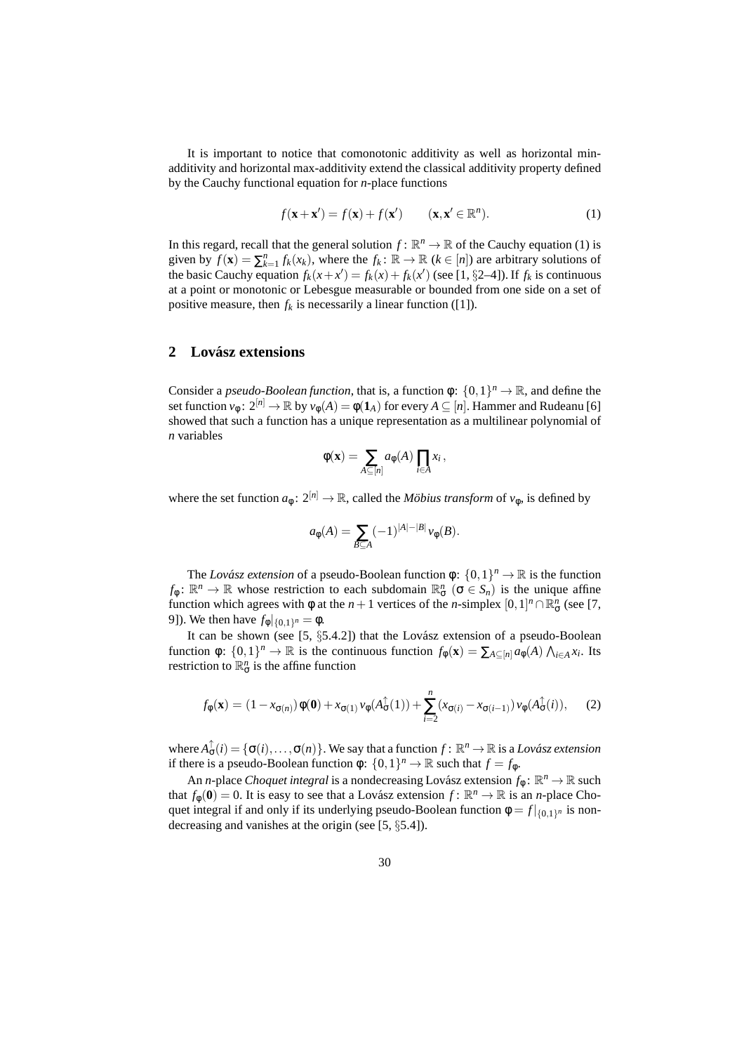It is important to notice that comonotonic additivity as well as horizontal min-additivity and horizontal max-additivity extend the classical additivity property defined by the Cauchy functional equation for $n$-place functions

$$f(\mathbf{x}+\mathbf{x}') = f(\mathbf{x}) + f(\mathbf{x}') \qquad (\mathbf{x},\mathbf{x}' \in \mathbb{R}^n). \tag{1}$$

In this regard, recall that the general solution $f\colon \mathbb{R}^n \to \mathbb{R}$ of the Cauchy equation (1) is given by $f(\mathbf{x}) = \sum_{k=1}^n f_k(x_k)$, where the $f_k\colon \mathbb{R} \to \mathbb{R}$ ($k \in [n]$) are arbitrary solutions of the basic Cauchy equation $f_k(x+x') = f_k(x) + f_k(x')$ (see [1, §2–4]). If $f_k$ is continuous at a point or monotonic or Lebesgue measurable or bounded from one side on a set of positive measure, then $f_k$ is necessarily a linear function ([1]).

## 2 Lovász extensions

Consider a *pseudo-Boolean function*, that is, a function $\phi\colon \{0,1\}^n \to \mathbb{R}$, and define the set function $v_\phi\colon 2^{[n]} \to \mathbb{R}$ by $v_\phi(A) = \phi(\mathbf{1}_A)$ for every $A \subseteq [n]$. Hammer and Rudeanu [6] showed that such a function has a unique representation as a multilinear polynomial of $n$ variables

$$\phi(\mathbf{x}) = \sum_{A \subseteq [n]} a_\phi(A) \prod_{i \in A} x_i\,,$$

where the set function $a_\phi\colon 2^{[n]} \to \mathbb{R}$, called the *Möbius transform* of $v_\phi$, is defined by

$$a_\phi(A) = \sum_{B \subseteq A} (-1)^{|A|-|B|} v_\phi(B).$$

The *Lovász extension* of a pseudo-Boolean function $\phi\colon \{0,1\}^n \to \mathbb{R}$ is the function $f_\phi\colon \mathbb{R}^n \to \mathbb{R}$ whose restriction to each subdomain $\mathbb{R}^n_\sigma$ ($\sigma \in S_n$) is the unique affine function which agrees with $\phi$ at the $n+1$ vertices of the $n$-simplex $[0,1]^n \cap \mathbb{R}^n_\sigma$ (see [7, 9]). We then have $f_\phi|_{\{0,1\}^n} = \phi$.

It can be shown (see [5, §5.4.2]) that the Lovász extension of a pseudo-Boolean function $\phi\colon \{0,1\}^n \to \mathbb{R}$ is the continuous function $f_\phi(\mathbf{x}) = \sum_{A \subseteq [n]} a_\phi(A) \bigwedge_{i \in A} x_i$. Its restriction to $\mathbb{R}^n_\sigma$ is the affine function

$$f_\phi(\mathbf{x}) = (1 - x_{\sigma(n)})\,\phi(\mathbf{0}) + x_{\sigma(1)}\, v_\phi(A^{\uparrow}_\sigma(1)) + \sum_{i=2}^n (x_{\sigma(i)} - x_{\sigma(i-1)})\, v_\phi(A^{\uparrow}_\sigma(i)), \tag{2}$$

where $A^{\uparrow}_\sigma(i) = \{\sigma(i),\ldots,\sigma(n)\}$. We say that a function $f\colon \mathbb{R}^n \to \mathbb{R}$ is a *Lovász extension* if there is a pseudo-Boolean function $\phi\colon \{0,1\}^n \to \mathbb{R}$ such that $f = f_\phi$.

An $n$-place *Choquet integral* is a nondecreasing Lovász extension $f_\phi\colon \mathbb{R}^n \to \mathbb{R}$ such that $f_\phi(\mathbf{0}) = 0$. It is easy to see that a Lovász extension $f\colon \mathbb{R}^n \to \mathbb{R}$ is an $n$-place Choquet integral if and only if its underlying pseudo-Boolean function $\phi = f|_{\{0,1\}^n}$ is nondecreasing and vanishes at the origin (see [5, §5.4]).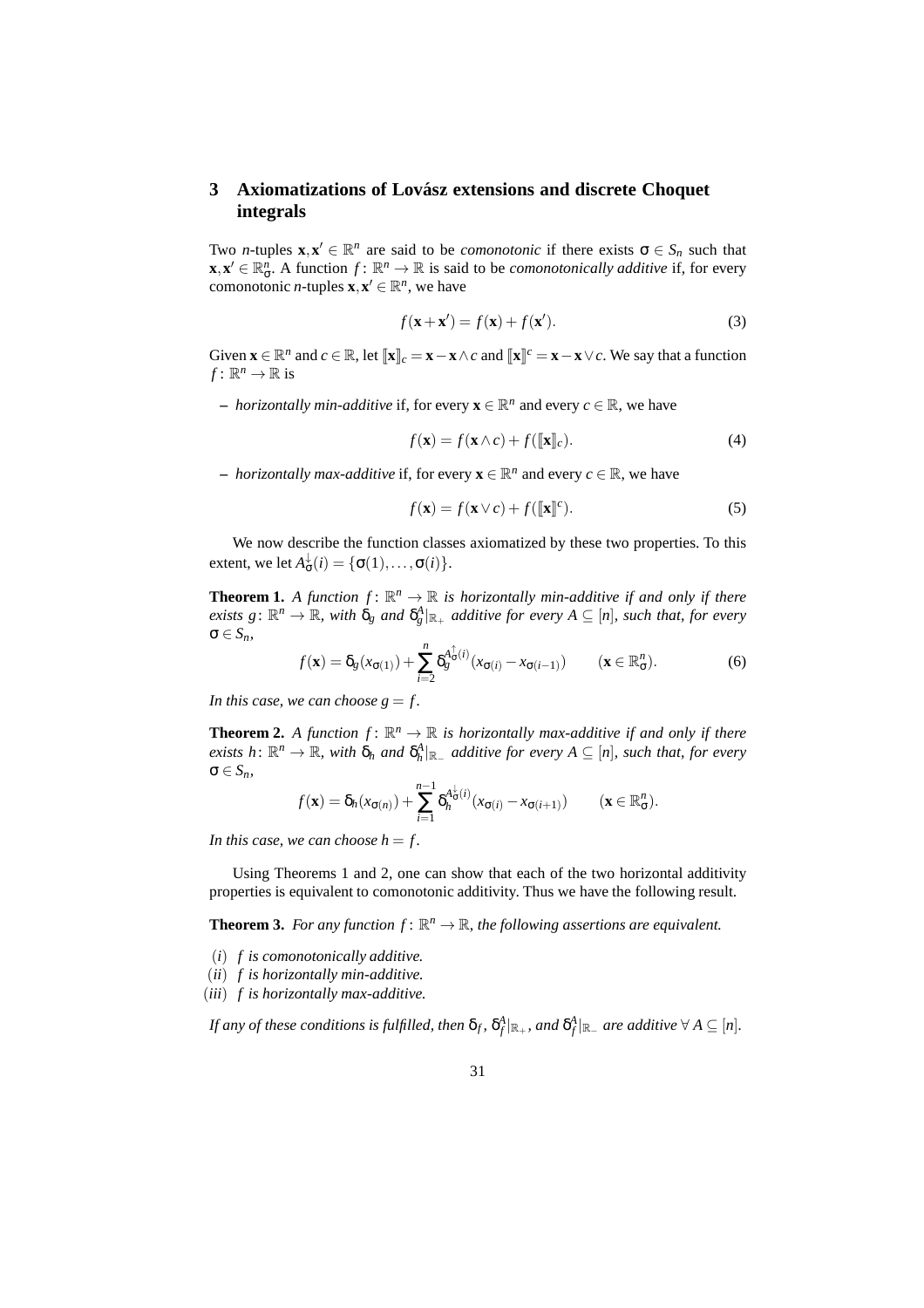## 3 Axiomatizations of Lovász extensions and discrete Choquet integrals

Two $n$-tuples $\mathbf{x}, \mathbf{x}' \in \mathbb{R}^n$ are said to be *comonotonic* if there exists $\sigma \in S_n$ such that $\mathbf{x}, \mathbf{x}' \in \mathbb{R}^n_\sigma$. A function $f\colon \mathbb{R}^n \to \mathbb{R}$ is said to be *comonotonically additive* if, for every comonotonic $n$-tuples $\mathbf{x}, \mathbf{x}' \in \mathbb{R}^n$, we have

$$f(\mathbf{x}+\mathbf{x}') = f(\mathbf{x}) + f(\mathbf{x}'). \tag{3}$$

Given $\mathbf{x} \in \mathbb{R}^n$ and $c \in \mathbb{R}$, let $[\![\mathbf{x}]\!]_c = \mathbf{x} - \mathbf{x} \wedge c$ and $[\![\mathbf{x}]\!]^c = \mathbf{x} - \mathbf{x} \vee c$. We say that a function $f\colon \mathbb{R}^n \to \mathbb{R}$ is

- *horizontally min-additive* if, for every $\mathbf{x} \in \mathbb{R}^n$ and every $c \in \mathbb{R}$, we have

$$f(\mathbf{x}) = f(\mathbf{x} \wedge c) + f([\![\mathbf{x}]\!]_c). \tag{4}$$

- *horizontally max-additive* if, for every $\mathbf{x} \in \mathbb{R}^n$ and every $c \in \mathbb{R}$, we have

$$f(\mathbf{x}) = f(\mathbf{x} \vee c) + f([\![\mathbf{x}]\!]^c). \tag{5}$$

We now describe the function classes axiomatized by these two properties. To this extent, we let $A^{\downarrow}_\sigma(i) = \{\sigma(1), \ldots, \sigma(i)\}$.

**Theorem 1.** *A function $f\colon \mathbb{R}^n \to \mathbb{R}$ is horizontally min-additive if and only if there exists $g\colon \mathbb{R}^n \to \mathbb{R}$, with $\delta_g$ and $\delta^A_g|_{\mathbb{R}_+}$ additive for every $A \subseteq [n]$, such that, for every $\sigma \in S_n$,*

$$f(\mathbf{x}) = \delta_g(x_{\sigma(1)}) + \sum_{i=2}^{n} \delta_g^{A^{\uparrow}_\sigma(i)}(x_{\sigma(i)} - x_{\sigma(i-1)}) \qquad (\mathbf{x} \in \mathbb{R}^n_\sigma). \tag{6}$$

*In this case, we can choose $g = f$.*

**Theorem 2.** *A function $f\colon \mathbb{R}^n \to \mathbb{R}$ is horizontally max-additive if and only if there exists $h\colon \mathbb{R}^n \to \mathbb{R}$, with $\delta_h$ and $\delta^A_h|_{\mathbb{R}_-}$ additive for every $A \subseteq [n]$, such that, for every $\sigma \in S_n$,*

$$f(\mathbf{x}) = \delta_h(x_{\sigma(n)}) + \sum_{i=1}^{n-1} \delta_h^{A^{\downarrow}_\sigma(i)}(x_{\sigma(i)} - x_{\sigma(i+1)}) \qquad (\mathbf{x} \in \mathbb{R}^n_\sigma).$$

*In this case, we can choose $h = f$.*

Using Theorems 1 and 2, one can show that each of the two horizontal additivity properties is equivalent to comonotonic additivity. Thus we have the following result.

**Theorem 3.** *For any function $f\colon \mathbb{R}^n \to \mathbb{R}$, the following assertions are equivalent.*

$(i)$ *$f$ is comonotonically additive.*
$(ii)$ *$f$ is horizontally min-additive.*
$(iii)$ *$f$ is horizontally max-additive.*

*If any of these conditions is fulfilled, then $\delta_f$, $\delta^A_f|_{\mathbb{R}_+}$, and $\delta^A_f|_{\mathbb{R}_-}$ are additive $\forall\, A \subseteq [n]$.*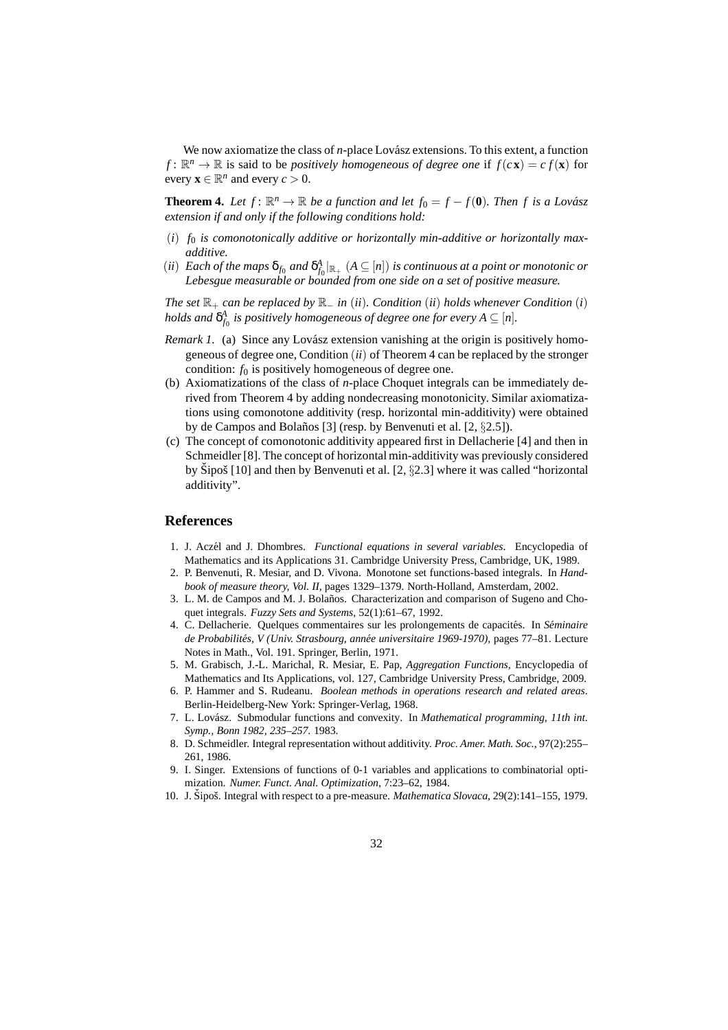We now axiomatize the class of $n$-place Lovász extensions. To this extent, a function $f\colon \mathbb{R}^n \to \mathbb{R}$ is said to be *positively homogeneous of degree one* if $f(c\,\mathbf{x}) = c\,f(\mathbf{x})$ for every $\mathbf{x} \in \mathbb{R}^n$ and every $c > 0$.

**Theorem 4.** *Let $f\colon \mathbb{R}^n \to \mathbb{R}$ be a function and let $f_0 = f - f(\mathbf{0})$. Then $f$ is a Lovász extension if and only if the following conditions hold:*

- $(i)$ *$f_0$ is comonotonically additive or horizontally min-additive or horizontally max-additive.*
- $(ii)$ *Each of the maps $\delta_{f_0}$ and $\delta_{f_0}^A|_{\mathbb{R}_+}$ $(A \subseteq [n])$ is continuous at a point or monotonic or Lebesgue measurable or bounded from one side on a set of positive measure.*

*The set $\mathbb{R}_+$ can be replaced by $\mathbb{R}_-$ in $(ii)$. Condition $(ii)$ holds whenever Condition $(i)$ holds and $\delta_{f_0}^A$ is positively homogeneous of degree one for every $A \subseteq [n]$.*

*Remark 1.* (a) Since any Lovász extension vanishing at the origin is positively homogeneous of degree one, Condition $(ii)$ of Theorem 4 can be replaced by the stronger condition: $f_0$ is positively homogeneous of degree one.

(b) Axiomatizations of the class of $n$-place Choquet integrals can be immediately derived from Theorem 4 by adding nondecreasing monotonicity. Similar axiomatizations using comonotone additivity (resp. horizontal min-additivity) were obtained by de Campos and Bolaños [3] (resp. by Benvenuti et al. [2, §2.5]).

(c) The concept of comonotonic additivity appeared first in Dellacherie [4] and then in Schmeidler [8]. The concept of horizontal min-additivity was previously considered by Šipoš [10] and then by Benvenuti et al. [2, §2.3] where it was called "horizontal additivity".

## References

1. J. Aczél and J. Dhombres. *Functional equations in several variables*. Encyclopedia of Mathematics and its Applications 31. Cambridge University Press, Cambridge, UK, 1989.
2. P. Benvenuti, R. Mesiar, and D. Vivona. Monotone set functions-based integrals. In *Handbook of measure theory, Vol. II*, pages 1329–1379. North-Holland, Amsterdam, 2002.
3. L. M. de Campos and M. J. Bolaños. Characterization and comparison of Sugeno and Choquet integrals. *Fuzzy Sets and Systems*, 52(1):61–67, 1992.
4. C. Dellacherie. Quelques commentaires sur les prolongements de capacités. In *Séminaire de Probabilités, V (Univ. Strasbourg, année universitaire 1969-1970)*, pages 77–81. Lecture Notes in Math., Vol. 191. Springer, Berlin, 1971.
5. M. Grabisch, J.-L. Marichal, R. Mesiar, E. Pap, *Aggregation Functions*, Encyclopedia of Mathematics and Its Applications, vol. 127, Cambridge University Press, Cambridge, 2009.
6. P. Hammer and S. Rudeanu. *Boolean methods in operations research and related areas*. Berlin-Heidelberg-New York: Springer-Verlag, 1968.
7. L. Lovász. Submodular functions and convexity. In *Mathematical programming, 11th int. Symp., Bonn 1982, 235–257*. 1983.
8. D. Schmeidler. Integral representation without additivity. *Proc. Amer. Math. Soc.*, 97(2):255–261, 1986.
9. I. Singer. Extensions of functions of 0-1 variables and applications to combinatorial optimization. *Numer. Funct. Anal. Optimization*, 7:23–62, 1984.
10. J. Šipoš. Integral with respect to a pre-measure. *Mathematica Slovaca*, 29(2):141–155, 1979.